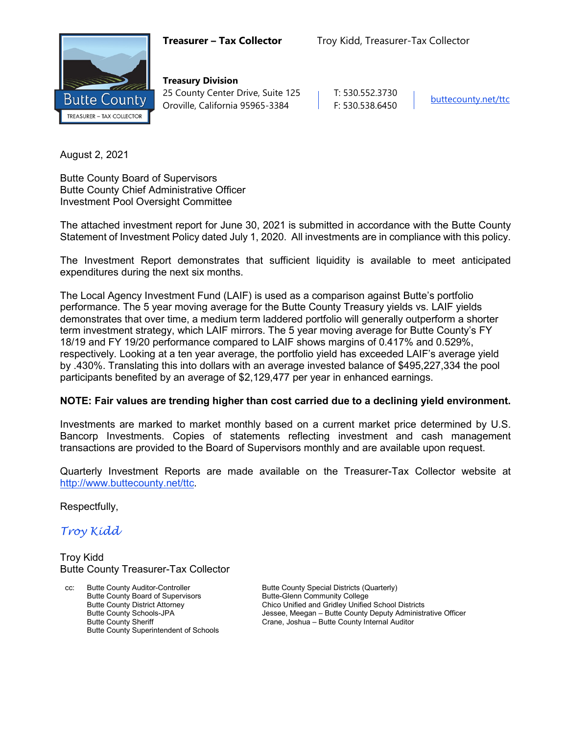**Treasurer – Tax Collector** Troy Kidd, Treasurer-Tax Collector

**Treasury Division**
25 County Center Drive, Suite 125
Oroville, California 95965-3384

T: 530.552.3730
F: 530.538.6450

buttecounty.net/ttc

August 2, 2021

Butte County Board of Supervisors
Butte County Chief Administrative Officer
Investment Pool Oversight Committee

The attached investment report for June 30, 2021 is submitted in accordance with the Butte County Statement of Investment Policy dated July 1, 2020. All investments are in compliance with this policy.

The Investment Report demonstrates that sufficient liquidity is available to meet anticipated expenditures during the next six months.

The Local Agency Investment Fund (LAIF) is used as a comparison against Butte's portfolio performance. The 5 year moving average for the Butte County Treasury yields vs. LAIF yields demonstrates that over time, a medium term laddered portfolio will generally outperform a shorter term investment strategy, which LAIF mirrors. The 5 year moving average for Butte County's FY 18/19 and FY 19/20 performance compared to LAIF shows margins of 0.417% and 0.529%, respectively. Looking at a ten year average, the portfolio yield has exceeded LAIF's average yield by .430%. Translating this into dollars with an average invested balance of $495,227,334 the pool participants benefited by an average of $2,129,477 per year in enhanced earnings.

**NOTE: Fair values are trending higher than cost carried due to a declining yield environment.**

Investments are marked to market monthly based on a current market price determined by U.S. Bancorp Investments. Copies of statements reflecting investment and cash management transactions are provided to the Board of Supervisors monthly and are available upon request.

Quarterly Investment Reports are made available on the Treasurer-Tax Collector website at http://www.buttecounty.net/ttc.

Respectfully,

*Troy Kidd*

Troy Kidd
Butte County Treasurer-Tax Collector

cc:
Butte County Auditor-Controller
Butte County Board of Supervisors
Butte County District Attorney
Butte County Schools-JPA
Butte County Sheriff
Butte County Superintendent of Schools
Butte County Special Districts (Quarterly)
Butte-Glenn Community College
Chico Unified and Gridley Unified School Districts
Jessee, Meegan – Butte County Deputy Administrative Officer
Crane, Joshua – Butte County Internal Auditor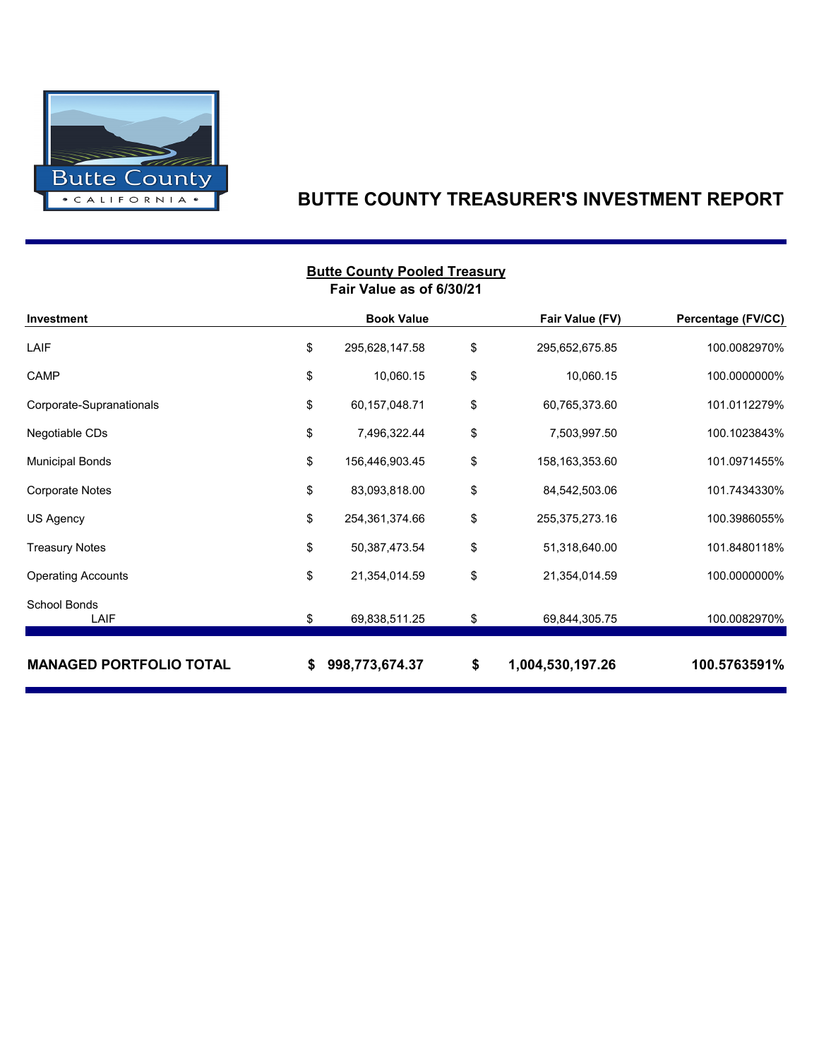# BUTTE COUNTY TREASURER'S INVESTMENT REPORT

## Butte County Pooled Treasury
**Fair Value as of 6/30/21**

| Investment | Book Value | Fair Value (FV) | Percentage (FV/CC) |
|---|---|---|---|
| LAIF | $ 295,628,147.58 | $ 295,652,675.85 | 100.0082970% |
| CAMP | $ 10,060.15 | $ 10,060.15 | 100.0000000% |
| Corporate-Supranationals | $ 60,157,048.71 | $ 60,765,373.60 | 101.0112279% |
| Negotiable CDs | $ 7,496,322.44 | $ 7,503,997.50 | 100.1023843% |
| Municipal Bonds | $ 156,446,903.45 | $ 158,163,353.60 | 101.0971455% |
| Corporate Notes | $ 83,093,818.00 | $ 84,542,503.06 | 101.7434330% |
| US Agency | $ 254,361,374.66 | $ 255,375,273.16 | 100.3986055% |
| Treasury Notes | $ 50,387,473.54 | $ 51,318,640.00 | 101.8480118% |
| Operating Accounts | $ 21,354,014.59 | $ 21,354,014.59 | 100.0000000% |
| School Bonds | | | |
| LAIF | $ 69,838,511.25 | $ 69,844,305.75 | 100.0082970% |
| **MANAGED PORTFOLIO TOTAL** | **$ 998,773,674.37** | **$ 1,004,530,197.26** | **100.5763591%** |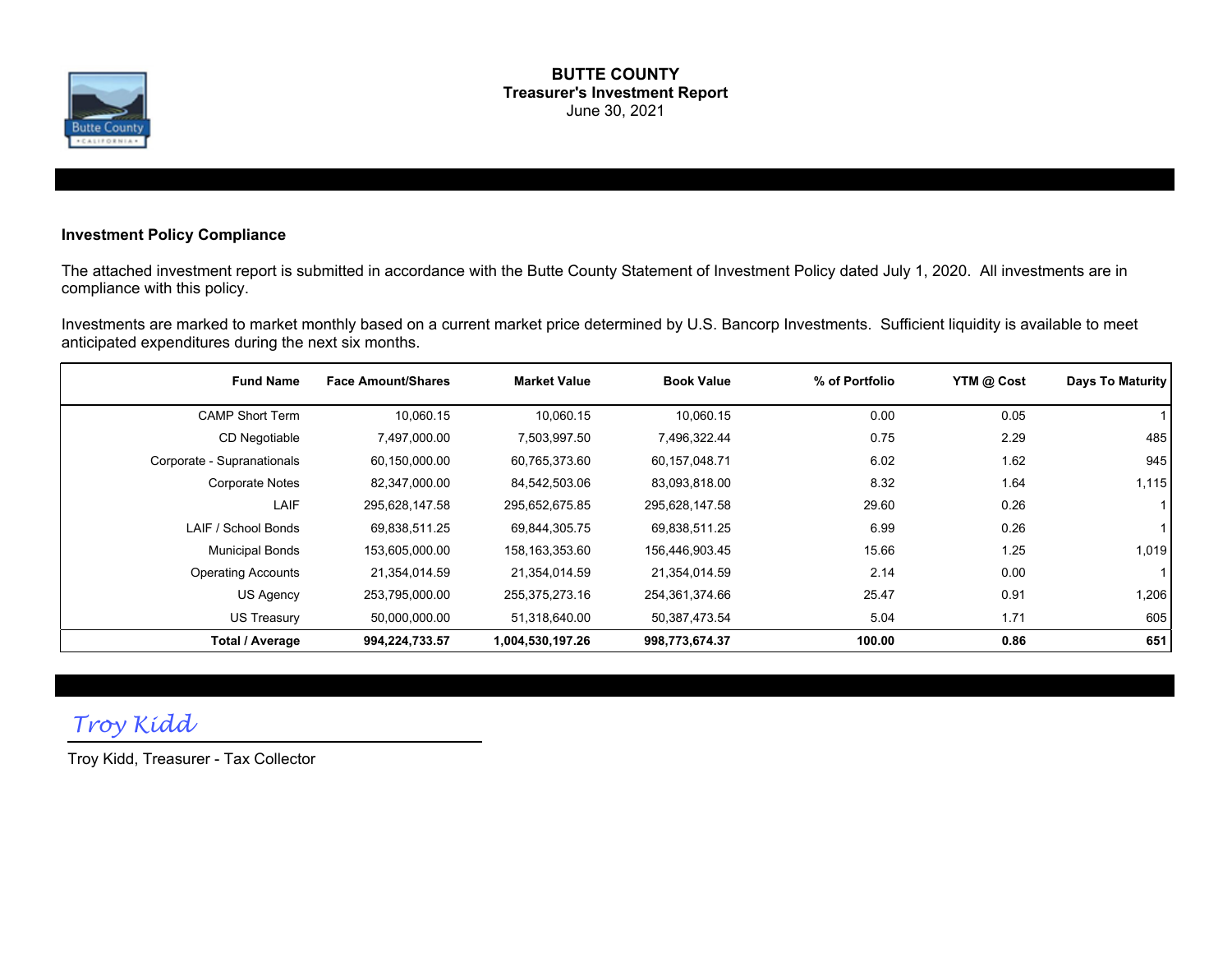# BUTTE COUNTY
## Treasurer's Investment Report
June 30, 2021

### Investment Policy Compliance

The attached investment report is submitted in accordance with the Butte County Statement of Investment Policy dated July 1, 2020. All investments are in compliance with this policy.

Investments are marked to market monthly based on a current market price determined by U.S. Bancorp Investments. Sufficient liquidity is available to meet anticipated expenditures during the next six months.

| Fund Name | Face Amount/Shares | Market Value | Book Value | % of Portfolio | YTM @ Cost | Days To Maturity |
|---|---|---|---|---|---|---|
| CAMP Short Term | 10,060.15 | 10,060.15 | 10,060.15 | 0.00 | 0.05 | 1 |
| CD Negotiable | 7,497,000.00 | 7,503,997.50 | 7,496,322.44 | 0.75 | 2.29 | 485 |
| Corporate - Supranationals | 60,150,000.00 | 60,765,373.60 | 60,157,048.71 | 6.02 | 1.62 | 945 |
| Corporate Notes | 82,347,000.00 | 84,542,503.06 | 83,093,818.00 | 8.32 | 1.64 | 1,115 |
| LAIF | 295,628,147.58 | 295,652,675.85 | 295,628,147.58 | 29.60 | 0.26 | 1 |
| LAIF / School Bonds | 69,838,511.25 | 69,844,305.75 | 69,838,511.25 | 6.99 | 0.26 | 1 |
| Municipal Bonds | 153,605,000.00 | 158,163,353.60 | 156,446,903.45 | 15.66 | 1.25 | 1,019 |
| Operating Accounts | 21,354,014.59 | 21,354,014.59 | 21,354,014.59 | 2.14 | 0.00 | 1 |
| US Agency | 253,795,000.00 | 255,375,273.16 | 254,361,374.66 | 25.47 | 0.91 | 1,206 |
| US Treasury | 50,000,000.00 | 51,318,640.00 | 50,387,473.54 | 5.04 | 1.71 | 605 |
| **Total / Average** | **994,224,733.57** | **1,004,530,197.26** | **998,773,674.37** | **100.00** | **0.86** | **651** |

*Troy Kidd*

Troy Kidd, Treasurer - Tax Collector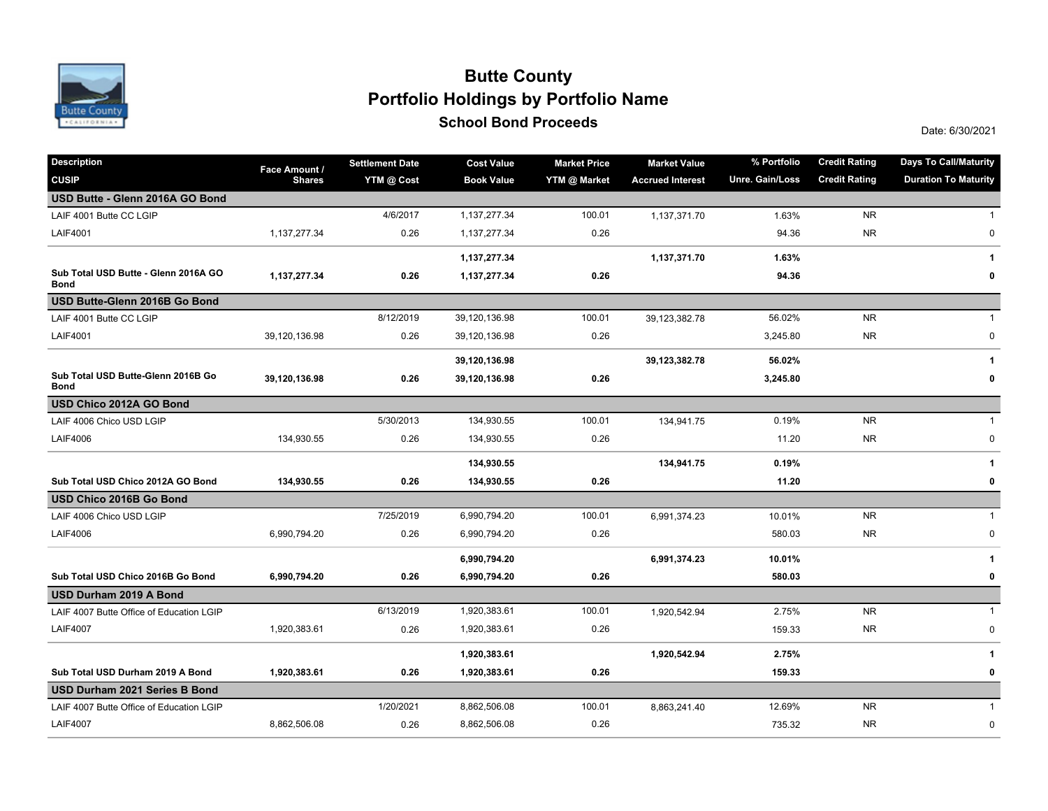# Butte County

## Portfolio Holdings by Portfolio Name

### School Bond Proceeds

Date: 6/30/2021

| Description<br>CUSIP | Face Amount / Shares | Settlement Date<br>YTM @ Cost | Cost Value<br>Book Value | Market Price<br>YTM @ Market | Market Value<br>Accrued Interest | % Portfolio<br>Unre. Gain/Loss | Credit Rating<br>Credit Rating | Days To Call/Maturity<br>Duration To Maturity |
|---|---|---|---|---|---|---|---|---|
| **USD Butte - Glenn 2016A GO Bond** | | | | | | | | |
| LAIF 4001 Butte CC LGIP | | 4/6/2017 | 1,137,277.34 | 100.01 | 1,137,371.70 | 1.63% | NR | 1 |
| LAIF4001 | 1,137,277.34 | 0.26 | 1,137,277.34 | 0.26 | | 94.36 | NR | 0 |
| | | | **1,137,277.34** | | **1,137,371.70** | **1.63%** | | **1** |
| **Sub Total USD Butte - Glenn 2016A GO Bond** | **1,137,277.34** | **0.26** | **1,137,277.34** | **0.26** | | **94.36** | | **0** |
| **USD Butte-Glenn 2016B Go Bond** | | | | | | | | |
| LAIF 4001 Butte CC LGIP | | 8/12/2019 | 39,120,136.98 | 100.01 | 39,123,382.78 | 56.02% | NR | 1 |
| LAIF4001 | 39,120,136.98 | 0.26 | 39,120,136.98 | 0.26 | | 3,245.80 | NR | 0 |
| | | | **39,120,136.98** | | **39,123,382.78** | **56.02%** | | **1** |
| **Sub Total USD Butte-Glenn 2016B Go Bond** | **39,120,136.98** | **0.26** | **39,120,136.98** | **0.26** | | **3,245.80** | | **0** |
| **USD Chico 2012A GO Bond** | | | | | | | | |
| LAIF 4006 Chico USD LGIP | | 5/30/2013 | 134,930.55 | 100.01 | 134,941.75 | 0.19% | NR | 1 |
| LAIF4006 | 134,930.55 | 0.26 | 134,930.55 | 0.26 | | 11.20 | NR | 0 |
| | | | **134,930.55** | | **134,941.75** | **0.19%** | | **1** |
| **Sub Total USD Chico 2012A GO Bond** | **134,930.55** | **0.26** | **134,930.55** | **0.26** | | **11.20** | | **0** |
| **USD Chico 2016B Go Bond** | | | | | | | | |
| LAIF 4006 Chico USD LGIP | | 7/25/2019 | 6,990,794.20 | 100.01 | 6,991,374.23 | 10.01% | NR | 1 |
| LAIF4006 | 6,990,794.20 | 0.26 | 6,990,794.20 | 0.26 | | 580.03 | NR | 0 |
| | | | **6,990,794.20** | | **6,991,374.23** | **10.01%** | | **1** |
| **Sub Total USD Chico 2016B Go Bond** | **6,990,794.20** | **0.26** | **6,990,794.20** | **0.26** | | **580.03** | | **0** |
| **USD Durham 2019 A Bond** | | | | | | | | |
| LAIF 4007 Butte Office of Education LGIP | | 6/13/2019 | 1,920,383.61 | 100.01 | 1,920,542.94 | 2.75% | NR | 1 |
| LAIF4007 | 1,920,383.61 | 0.26 | 1,920,383.61 | 0.26 | | 159.33 | NR | 0 |
| | | | **1,920,383.61** | | **1,920,542.94** | **2.75%** | | **1** |
| **Sub Total USD Durham 2019 A Bond** | **1,920,383.61** | **0.26** | **1,920,383.61** | **0.26** | | **159.33** | | **0** |
| **USD Durham 2021 Series B Bond** | | | | | | | | |
| LAIF 4007 Butte Office of Education LGIP | | 1/20/2021 | 8,862,506.08 | 100.01 | 8,863,241.40 | 12.69% | NR | 1 |
| LAIF4007 | 8,862,506.08 | 0.26 | 8,862,506.08 | 0.26 | | 735.32 | NR | 0 |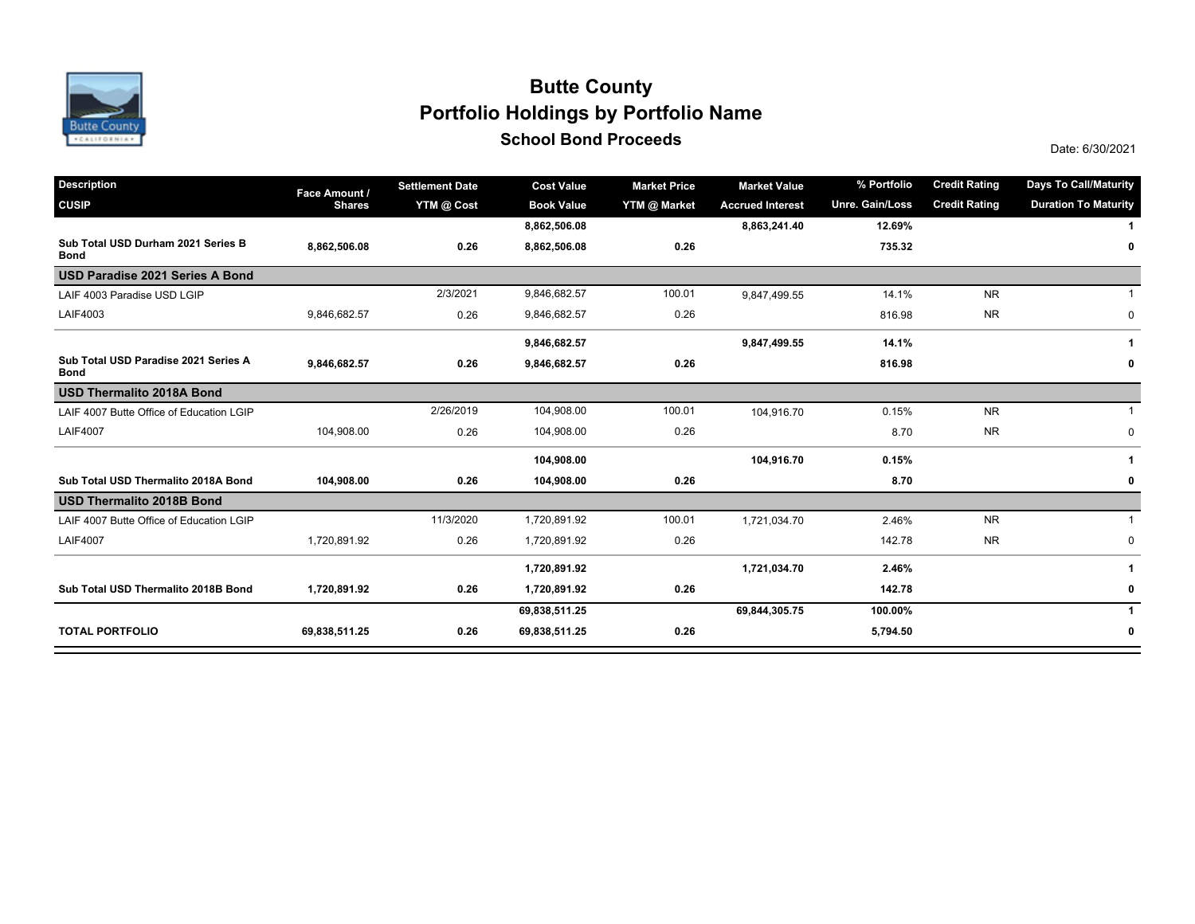# Butte County

## Portfolio Holdings by Portfolio Name

### School Bond Proceeds

Date: 6/30/2021

| Description<br>CUSIP | Face Amount / Shares | Settlement Date<br>YTM @ Cost | Cost Value<br>Book Value | Market Price<br>YTM @ Market | Market Value<br>Accrued Interest | % Portfolio<br>Unre. Gain/Loss | Credit Rating<br>Credit Rating | Days To Call/Maturity<br>Duration To Maturity |
|---|---|---|---|---|---|---|---|---|
| | | | **8,862,506.08** | | **8,863,241.40** | **12.69%** | | **1** |
| **Sub Total USD Durham 2021 Series B Bond** | **8,862,506.08** | **0.26** | **8,862,506.08** | **0.26** | | **735.32** | | **0** |
| **USD Paradise 2021 Series A Bond** | | | | | | | | |
| LAIF 4003 Paradise USD LGIP | | 2/3/2021 | 9,846,682.57 | 100.01 | 9,847,499.55 | 14.1% | NR | 1 |
| LAIF4003 | 9,846,682.57 | 0.26 | 9,846,682.57 | 0.26 | | 816.98 | NR | 0 |
| | | | **9,846,682.57** | | **9,847,499.55** | **14.1%** | | **1** |
| **Sub Total USD Paradise 2021 Series A Bond** | **9,846,682.57** | **0.26** | **9,846,682.57** | **0.26** | | **816.98** | | **0** |
| **USD Thermalito 2018A Bond** | | | | | | | | |
| LAIF 4007 Butte Office of Education LGIP | | 2/26/2019 | 104,908.00 | 100.01 | 104,916.70 | 0.15% | NR | 1 |
| LAIF4007 | 104,908.00 | 0.26 | 104,908.00 | 0.26 | | 8.70 | NR | 0 |
| | | | **104,908.00** | | **104,916.70** | **0.15%** | | **1** |
| **Sub Total USD Thermalito 2018A Bond** | **104,908.00** | **0.26** | **104,908.00** | **0.26** | | **8.70** | | **0** |
| **USD Thermalito 2018B Bond** | | | | | | | | |
| LAIF 4007 Butte Office of Education LGIP | | 11/3/2020 | 1,720,891.92 | 100.01 | 1,721,034.70 | 2.46% | NR | 1 |
| LAIF4007 | 1,720,891.92 | 0.26 | 1,720,891.92 | 0.26 | | 142.78 | NR | 0 |
| | | | **1,720,891.92** | | **1,721,034.70** | **2.46%** | | **1** |
| **Sub Total USD Thermalito 2018B Bond** | **1,720,891.92** | **0.26** | **1,720,891.92** | **0.26** | | **142.78** | | **0** |
| | | | **69,838,511.25** | | **69,844,305.75** | **100.00%** | | **1** |
| **TOTAL PORTFOLIO** | **69,838,511.25** | **0.26** | **69,838,511.25** | **0.26** | | **5,794.50** | | **0** |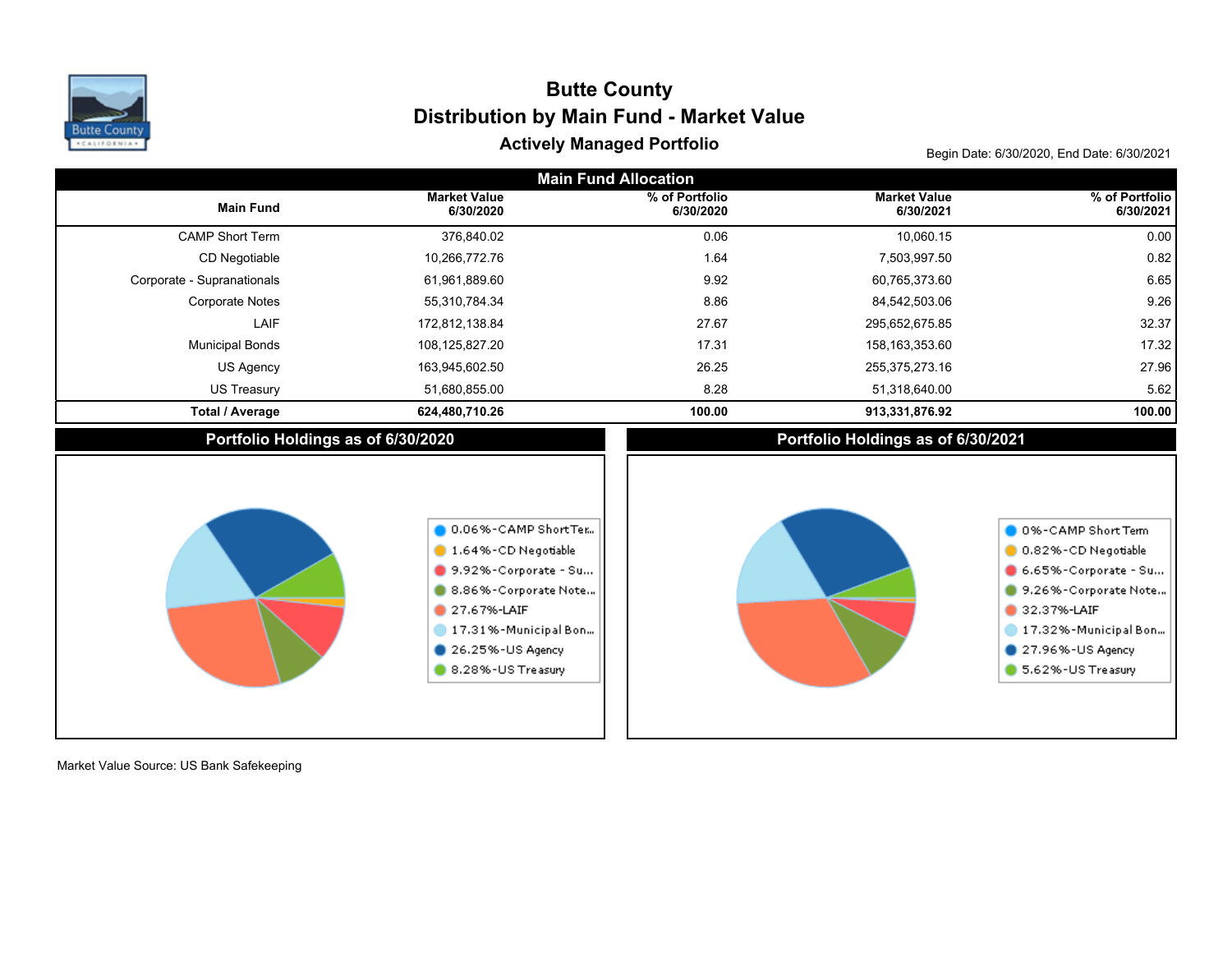# Butte County

## Distribution by Main Fund - Market Value

### Actively Managed Portfolio

Begin Date: 6/30/2020, End Date: 6/30/2021

**Main Fund Allocation**

| Main Fund | Market Value 6/30/2020 | % of Portfolio 6/30/2020 | Market Value 6/30/2021 | % of Portfolio 6/30/2021 |
|---|---|---|---|---|
| CAMP Short Term | 376,840.02 | 0.06 | 10,060.15 | 0.00 |
| CD Negotiable | 10,266,772.76 | 1.64 | 7,503,997.50 | 0.82 |
| Corporate - Supranationals | 61,961,889.60 | 9.92 | 60,765,373.60 | 6.65 |
| Corporate Notes | 55,310,784.34 | 8.86 | 84,542,503.06 | 9.26 |
| LAIF | 172,812,138.84 | 27.67 | 295,652,675.85 | 32.37 |
| Municipal Bonds | 108,125,827.20 | 17.31 | 158,163,353.60 | 17.32 |
| US Agency | 163,945,602.50 | 26.25 | 255,375,273.16 | 27.96 |
| US Treasury | 51,680,855.00 | 8.28 | 51,318,640.00 | 5.62 |
| **Total / Average** | **624,480,710.26** | **100.00** | **913,331,876.92** | **100.00** |

**Portfolio Holdings as of 6/30/2020**

- 0.06%-CAMP Short Ter...
- 1.64%-CD Negotiable
- 9.92%-Corporate - Su...
- 8.86%-Corporate Note...
- 27.67%-LAIF
- 17.31%-Municipal Bon...
- 26.25%-US Agency
- 8.28%-US Treasury

**Portfolio Holdings as of 6/30/2021**

- 0%-CAMP Short Term
- 0.82%-CD Negotiable
- 6.65%-Corporate - Su...
- 9.26%-Corporate Note...
- 32.37%-LAIF
- 17.32%-Municipal Bon...
- 27.96%-US Agency
- 5.62%-US Treasury

Market Value Source: US Bank Safekeeping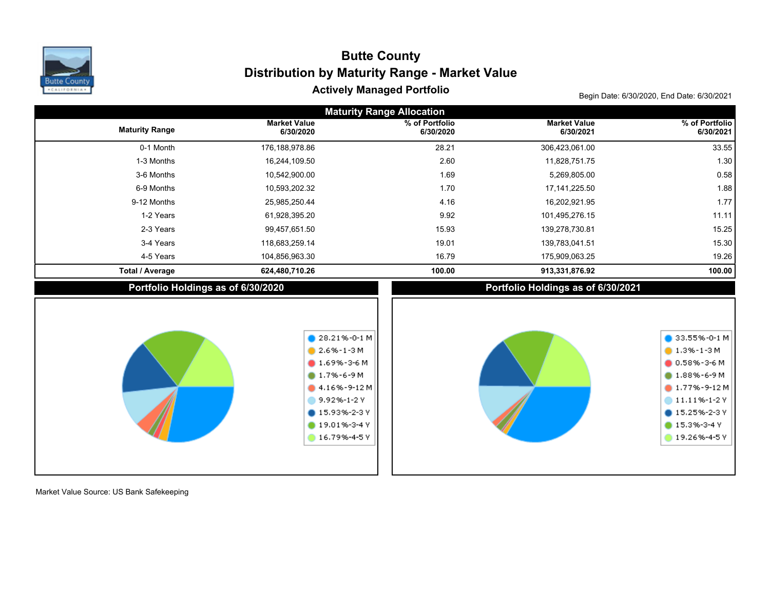# Butte County

## Distribution by Maturity Range - Market Value

### Actively Managed Portfolio

Begin Date: 6/30/2020, End Date: 6/30/2021

**Maturity Range Allocation**

| Maturity Range | Market Value 6/30/2020 | % of Portfolio 6/30/2020 | Market Value 6/30/2021 | % of Portfolio 6/30/2021 |
|---|---|---|---|---|
| 0-1 Month | 176,188,978.86 | 28.21 | 306,423,061.00 | 33.55 |
| 1-3 Months | 16,244,109.50 | 2.60 | 11,828,751.75 | 1.30 |
| 3-6 Months | 10,542,900.00 | 1.69 | 5,269,805.00 | 0.58 |
| 6-9 Months | 10,593,202.32 | 1.70 | 17,141,225.50 | 1.88 |
| 9-12 Months | 25,985,250.44 | 4.16 | 16,202,921.95 | 1.77 |
| 1-2 Years | 61,928,395.20 | 9.92 | 101,495,276.15 | 11.11 |
| 2-3 Years | 99,457,651.50 | 15.93 | 139,278,730.81 | 15.25 |
| 3-4 Years | 118,683,259.14 | 19.01 | 139,783,041.51 | 15.30 |
| 4-5 Years | 104,856,963.30 | 16.79 | 175,909,063.25 | 19.26 |
| **Total / Average** | **624,480,710.26** | **100.00** | **913,331,876.92** | **100.00** |

**Portfolio Holdings as of 6/30/2020**

- 28.21%-0-1 M
- 2.6%-1-3 M
- 1.69%-3-6 M
- 1.7%-6-9 M
- 4.16%-9-12 M
- 9.92%-1-2 Y
- 15.93%-2-3 Y
- 19.01%-3-4 Y
- 16.79%-4-5 Y

**Portfolio Holdings as of 6/30/2021**

- 33.55%-0-1 M
- 1.3%-1-3 M
- 0.58%-3-6 M
- 1.88%-6-9 M
- 1.77%-9-12 M
- 11.11%-1-2 Y
- 15.25%-2-3 Y
- 15.3%-3-4 Y
- 19.26%-4-5 Y

Market Value Source: US Bank Safekeeping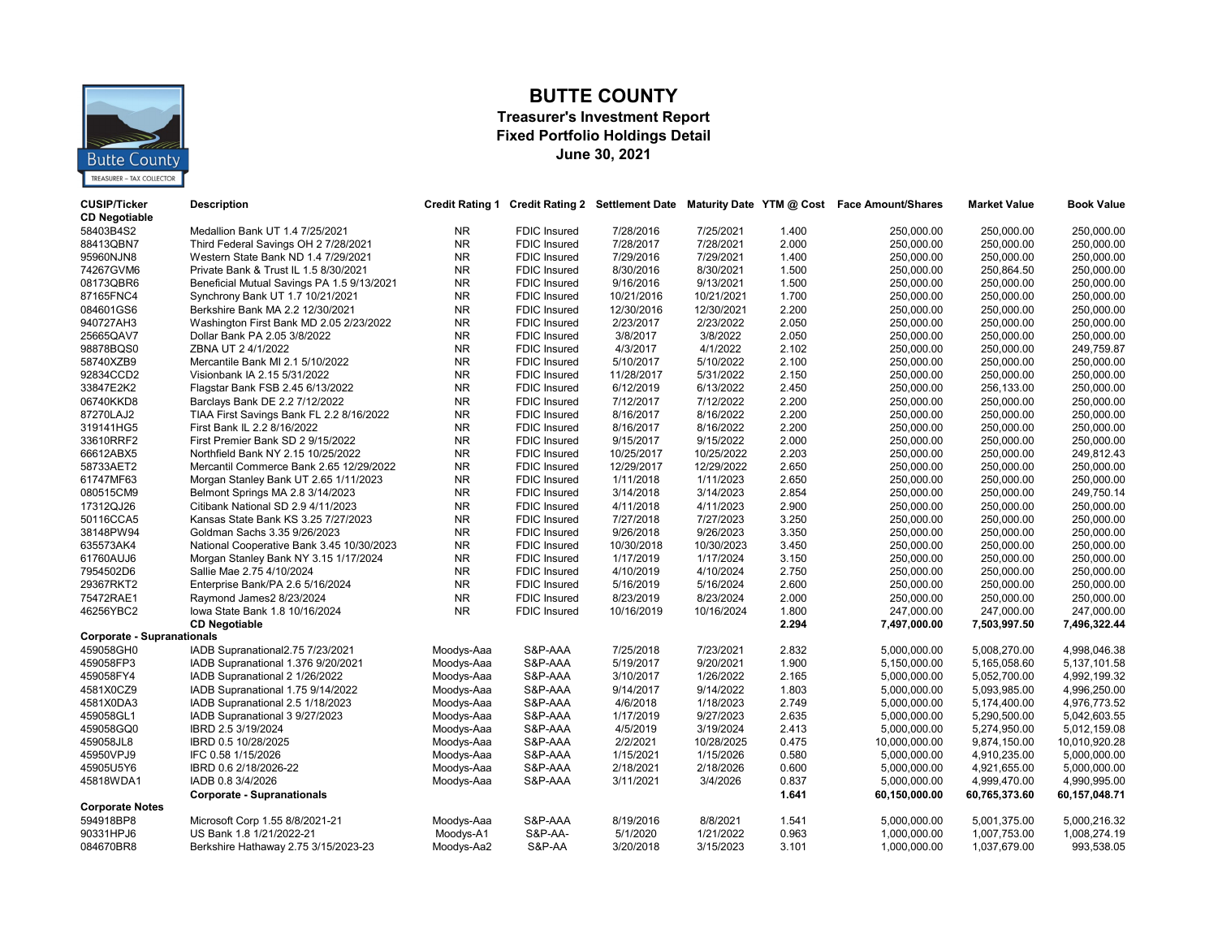# BUTTE COUNTY

## Treasurer's Investment Report
## Fixed Portfolio Holdings Detail
## June 30, 2021

| CUSIP/Ticker | Description | Credit Rating 1 | Credit Rating 2 | Settlement Date | Maturity Date | YTM @ Cost | Face Amount/Shares | Market Value | Book Value |
|---|---|---|---|---|---|---|---|---|---|
| **CD Negotiable** | | | | | | | | | |
| 58403B4S2 | Medallion Bank UT 1.4 7/25/2021 | NR | FDIC Insured | 7/28/2016 | 7/25/2021 | 1.400 | 250,000.00 | 250,000.00 | 250,000.00 |
| 88413QBN7 | Third Federal Savings OH 2 7/28/2021 | NR | FDIC Insured | 7/28/2017 | 7/28/2021 | 2.000 | 250,000.00 | 250,000.00 | 250,000.00 |
| 95960NJN8 | Western State Bank ND 1.4 7/29/2021 | NR | FDIC Insured | 7/29/2016 | 7/29/2021 | 1.400 | 250,000.00 | 250,000.00 | 250,000.00 |
| 74267GVM6 | Private Bank & Trust IL 1.5 8/30/2021 | NR | FDIC Insured | 8/30/2016 | 8/30/2021 | 1.500 | 250,000.00 | 250,864.50 | 250,000.00 |
| 08173QBR6 | Beneficial Mutual Savings PA 1.5 9/13/2021 | NR | FDIC Insured | 9/16/2016 | 9/13/2021 | 1.500 | 250,000.00 | 250,000.00 | 250,000.00 |
| 87165FNC4 | Synchrony Bank UT 1.7 10/21/2021 | NR | FDIC Insured | 10/21/2016 | 10/21/2021 | 1.700 | 250,000.00 | 250,000.00 | 250,000.00 |
| 084601GS6 | Berkshire Bank MA 2.2 12/30/2021 | NR | FDIC Insured | 12/30/2016 | 12/30/2021 | 2.200 | 250,000.00 | 250,000.00 | 250,000.00 |
| 940727AH3 | Washington First Bank MD 2.05 2/23/2022 | NR | FDIC Insured | 2/23/2017 | 2/23/2022 | 2.050 | 250,000.00 | 250,000.00 | 250,000.00 |
| 25665QAV7 | Dollar Bank PA 2.05 3/8/2022 | NR | FDIC Insured | 3/8/2017 | 3/8/2022 | 2.050 | 250,000.00 | 250,000.00 | 250,000.00 |
| 98878BQS0 | ZBNA UT 2 4/1/2022 | NR | FDIC Insured | 4/3/2017 | 4/1/2022 | 2.102 | 250,000.00 | 250,000.00 | 249,759.87 |
| 58740XZB9 | Mercantile Bank MI 2.1 5/10/2022 | NR | FDIC Insured | 5/10/2017 | 5/10/2022 | 2.100 | 250,000.00 | 250,000.00 | 250,000.00 |
| 92834CCD2 | Visionbank IA 2.15 5/31/2022 | NR | FDIC Insured | 11/28/2017 | 5/31/2022 | 2.150 | 250,000.00 | 250,000.00 | 250,000.00 |
| 33847E2K2 | Flagstar Bank FSB 2.45 6/13/2022 | NR | FDIC Insured | 6/12/2019 | 6/13/2022 | 2.450 | 250,000.00 | 256,133.00 | 250,000.00 |
| 06740KKD8 | Barclays Bank DE 2.2 7/12/2022 | NR | FDIC Insured | 7/12/2017 | 7/12/2022 | 2.200 | 250,000.00 | 250,000.00 | 250,000.00 |
| 87270LAJ2 | TIAA First Savings Bank FL 2.2 8/16/2022 | NR | FDIC Insured | 8/16/2017 | 8/16/2022 | 2.200 | 250,000.00 | 250,000.00 | 250,000.00 |
| 319141HG5 | First Bank IL 2.2 8/16/2022 | NR | FDIC Insured | 8/16/2017 | 8/16/2022 | 2.200 | 250,000.00 | 250,000.00 | 250,000.00 |
| 33610RRF2 | First Premier Bank SD 2 9/15/2022 | NR | FDIC Insured | 9/15/2017 | 9/15/2022 | 2.000 | 250,000.00 | 250,000.00 | 250,000.00 |
| 66612ABX5 | Northfield Bank NY 2.15 10/25/2022 | NR | FDIC Insured | 10/25/2017 | 10/25/2022 | 2.203 | 250,000.00 | 250,000.00 | 249,812.43 |
| 58733AET2 | Mercantil Commerce Bank 2.65 12/29/2022 | NR | FDIC Insured | 12/29/2017 | 12/29/2022 | 2.650 | 250,000.00 | 250,000.00 | 250,000.00 |
| 61747MF63 | Morgan Stanley Bank UT 2.65 1/11/2023 | NR | FDIC Insured | 1/11/2018 | 1/11/2023 | 2.650 | 250,000.00 | 250,000.00 | 250,000.00 |
| 080515CM9 | Belmont Springs MA 2.8 3/14/2023 | NR | FDIC Insured | 3/14/2018 | 3/14/2023 | 2.854 | 250,000.00 | 250,000.00 | 249,750.14 |
| 17312QJ26 | Citibank National SD 2.9 4/11/2023 | NR | FDIC Insured | 4/11/2018 | 4/11/2023 | 2.900 | 250,000.00 | 250,000.00 | 250,000.00 |
| 50116CCA5 | Kansas State Bank KS 3.25 7/27/2023 | NR | FDIC Insured | 7/27/2018 | 7/27/2023 | 3.250 | 250,000.00 | 250,000.00 | 250,000.00 |
| 38148PW94 | Goldman Sachs 3.35 9/26/2023 | NR | FDIC Insured | 9/26/2018 | 9/26/2023 | 3.350 | 250,000.00 | 250,000.00 | 250,000.00 |
| 635573AK4 | National Cooperative Bank 3.45 10/30/2023 | NR | FDIC Insured | 10/30/2018 | 10/30/2023 | 3.450 | 250,000.00 | 250,000.00 | 250,000.00 |
| 61760AUJ6 | Morgan Stanley Bank NY 3.15 1/17/2024 | NR | FDIC Insured | 1/17/2019 | 1/17/2024 | 3.150 | 250,000.00 | 250,000.00 | 250,000.00 |
| 7954502D6 | Sallie Mae 2.75 4/10/2024 | NR | FDIC Insured | 4/10/2019 | 4/10/2024 | 2.750 | 250,000.00 | 250,000.00 | 250,000.00 |
| 29367RKT2 | Enterprise Bank/PA 2.6 5/16/2024 | NR | FDIC Insured | 5/16/2019 | 5/16/2024 | 2.600 | 250,000.00 | 250,000.00 | 250,000.00 |
| 75472RAE1 | Raymond James2 8/23/2024 | NR | FDIC Insured | 8/23/2019 | 8/23/2024 | 2.000 | 250,000.00 | 250,000.00 | 250,000.00 |
| 46256YBC2 | Iowa State Bank 1.8 10/16/2024 | NR | FDIC Insured | 10/16/2019 | 10/16/2024 | 1.800 | 247,000.00 | 247,000.00 | 247,000.00 |
| | **CD Negotiable** | | | | | **2.294** | **7,497,000.00** | **7,503,997.50** | **7,496,322.44** |
| **Corporate - Supranationals** | | | | | | | | | |
| 459058GH0 | IADB Supranational2.75 7/23/2021 | Moodys-Aaa | S&P-AAA | 7/25/2018 | 7/23/2021 | 2.832 | 5,000,000.00 | 5,008,270.00 | 4,998,046.38 |
| 459058FP3 | IADB Supranational 1.376 9/20/2021 | Moodys-Aaa | S&P-AAA | 5/19/2017 | 9/20/2021 | 1.900 | 5,150,000.00 | 5,165,058.60 | 5,137,101.58 |
| 459058FY4 | IADB Supranational 2 1/26/2022 | Moodys-Aaa | S&P-AAA | 3/10/2017 | 1/26/2022 | 2.165 | 5,000,000.00 | 5,052,700.00 | 4,992,199.32 |
| 4581X0CZ9 | IADB Supranational 1.75 9/14/2022 | Moodys-Aaa | S&P-AAA | 9/14/2017 | 9/14/2022 | 1.803 | 5,000,000.00 | 5,093,985.00 | 4,996,250.00 |
| 4581X0DA3 | IADB Supranational 2.5 1/18/2023 | Moodys-Aaa | S&P-AAA | 4/6/2018 | 1/18/2023 | 2.749 | 5,000,000.00 | 5,174,400.00 | 4,976,773.52 |
| 459058GL1 | IADB Supranational 3 9/27/2023 | Moodys-Aaa | S&P-AAA | 1/17/2019 | 9/27/2023 | 2.635 | 5,000,000.00 | 5,290,500.00 | 5,042,603.55 |
| 459058GQ0 | IBRD 2.5 3/19/2024 | Moodys-Aaa | S&P-AAA | 4/5/2019 | 3/19/2024 | 2.413 | 5,000,000.00 | 5,274,950.00 | 5,012,159.08 |
| 459058JL8 | IBRD 0.5 10/28/2025 | Moodys-Aaa | S&P-AAA | 2/2/2021 | 10/28/2025 | 0.475 | 10,000,000.00 | 9,874,150.00 | 10,010,920.28 |
| 45950VPJ9 | IFC 0.58 1/15/2026 | Moodys-Aaa | S&P-AAA | 1/15/2021 | 1/15/2026 | 0.580 | 5,000,000.00 | 4,910,235.00 | 5,000,000.00 |
| 45905U5Y6 | IBRD 0.6 2/18/2026-22 | Moodys-Aaa | S&P-AAA | 2/18/2021 | 2/18/2026 | 0.600 | 5,000,000.00 | 4,921,655.00 | 5,000,000.00 |
| 45818WDA1 | IADB 0.8 3/4/2026 | Moodys-Aaa | S&P-AAA | 3/11/2021 | 3/4/2026 | 0.837 | 5,000,000.00 | 4,999,470.00 | 4,990,995.00 |
| | **Corporate - Supranationals** | | | | | **1.641** | **60,150,000.00** | **60,765,373.60** | **60,157,048.71** |
| **Corporate Notes** | | | | | | | | | |
| 594918BP8 | Microsoft Corp 1.55 8/8/2021-21 | Moodys-Aaa | S&P-AAA | 8/19/2016 | 8/8/2021 | 1.541 | 5,000,000.00 | 5,001,375.00 | 5,000,216.32 |
| 90331HPJ6 | US Bank 1.8 1/21/2022-21 | Moodys-A1 | S&P-AA- | 5/1/2020 | 1/21/2022 | 0.963 | 1,000,000.00 | 1,007,753.00 | 1,008,274.19 |
| 084670BR8 | Berkshire Hathaway 2.75 3/15/2023-23 | Moodys-Aa2 | S&P-AA | 3/20/2018 | 3/15/2023 | 3.101 | 1,000,000.00 | 1,037,679.00 | 993,538.05 |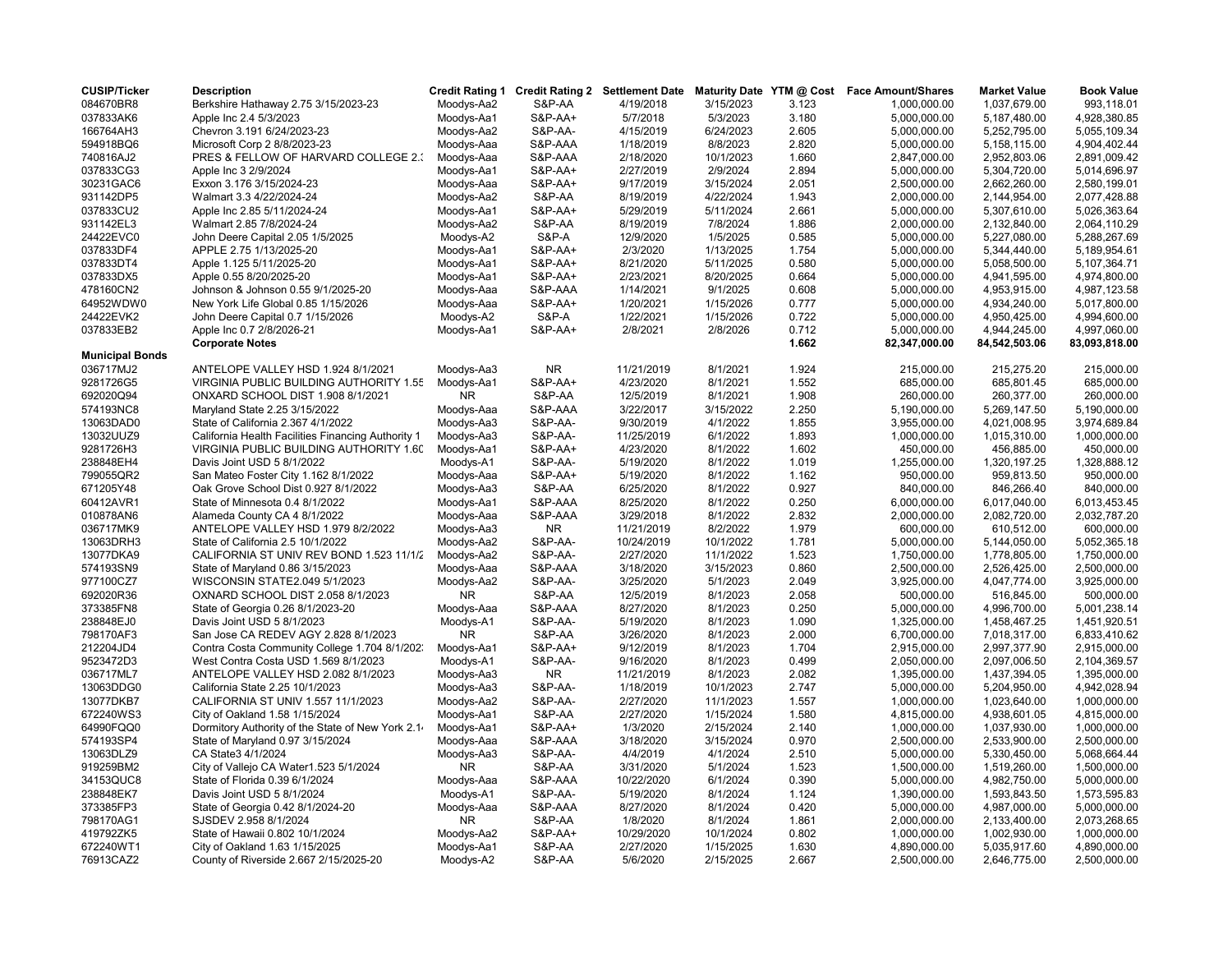| CUSIP/Ticker | Description | Credit Rating 1 | Credit Rating 2 | Settlement Date | Maturity Date | YTM @ Cost | Face Amount/Shares | Market Value | Book Value |
|---|---|---|---|---|---|---|---|---|---|
| 084670BR8 | Berkshire Hathaway 2.75 3/15/2023-23 | Moodys-Aa2 | S&P-AA | 4/19/2018 | 3/15/2023 | 3.123 | 1,000,000.00 | 1,037,679.00 | 993,118.01 |
| 037833AK6 | Apple Inc 2.4 5/3/2023 | Moodys-Aa1 | S&P-AA+ | 5/7/2018 | 5/3/2023 | 3.180 | 5,000,000.00 | 5,187,480.00 | 4,928,380.85 |
| 166764AH3 | Chevron 3.191 6/24/2023-23 | Moodys-Aa2 | S&P-AA- | 4/15/2019 | 6/24/2023 | 2.605 | 5,000,000.00 | 5,252,795.00 | 5,055,109.34 |
| 594918BQ6 | Microsoft Corp 2 8/8/2023-23 | Moodys-Aaa | S&P-AAA | 1/18/2019 | 8/8/2023 | 2.820 | 5,000,000.00 | 5,158,115.00 | 4,904,402.44 |
| 740816AJ2 | PRES & FELLOW OF HARVARD COLLEGE 2.3 | Moodys-Aaa | S&P-AAA | 2/18/2020 | 10/1/2023 | 1.660 | 2,847,000.00 | 2,952,803.06 | 2,891,009.42 |
| 037833CG3 | Apple Inc 3 2/9/2024 | Moodys-Aa1 | S&P-AA+ | 2/27/2019 | 2/9/2024 | 2.894 | 5,000,000.00 | 5,304,720.00 | 5,014,696.97 |
| 30231GAC6 | Exxon 3.176 3/15/2024-23 | Moodys-Aaa | S&P-AA+ | 9/17/2019 | 3/15/2024 | 2.051 | 2,500,000.00 | 2,662,260.00 | 2,580,199.01 |
| 931142DP5 | Walmart 3.3 4/22/2024-24 | Moodys-Aa2 | S&P-AA | 8/19/2019 | 4/22/2024 | 1.943 | 2,000,000.00 | 2,144,954.00 | 2,077,428.88 |
| 037833CU2 | Apple Inc 2.85 5/11/2024-24 | Moodys-Aa1 | S&P-AA+ | 5/29/2019 | 5/11/2024 | 2.661 | 5,000,000.00 | 5,307,610.00 | 5,026,363.64 |
| 931142EL3 | Walmart 2.85 7/8/2024-24 | Moodys-Aa2 | S&P-AA | 8/19/2019 | 7/8/2024 | 1.886 | 2,000,000.00 | 2,132,840.00 | 2,064,110.29 |
| 24422EVC0 | John Deere Capital 2.05 1/5/2025 | Moodys-A2 | S&P-A | 12/9/2020 | 1/5/2025 | 0.585 | 5,000,000.00 | 5,227,080.00 | 5,288,267.69 |
| 037833DF4 | APPLE 2.75 1/13/2025-20 | Moodys-Aa1 | S&P-AA+ | 2/3/2020 | 1/13/2025 | 1.754 | 5,000,000.00 | 5,344,440.00 | 5,189,954.61 |
| 037833DT4 | Apple 1.125 5/11/2025-20 | Moodys-Aa1 | S&P-AA+ | 8/21/2020 | 5/11/2025 | 0.580 | 5,000,000.00 | 5,058,500.00 | 5,107,364.71 |
| 037833DX5 | Apple 0.55 8/20/2025-20 | Moodys-Aa1 | S&P-AA+ | 2/23/2021 | 8/20/2025 | 0.664 | 5,000,000.00 | 4,941,595.00 | 4,974,800.00 |
| 478160CN2 | Johnson & Johnson 0.55 9/1/2025-20 | Moodys-Aaa | S&P-AAA | 1/14/2021 | 9/1/2025 | 0.608 | 5,000,000.00 | 4,953,915.00 | 4,987,123.58 |
| 64952WDW0 | New York Life Global 0.85 1/15/2026 | Moodys-Aaa | S&P-AA+ | 1/20/2021 | 1/15/2026 | 0.777 | 5,000,000.00 | 4,934,240.00 | 5,017,800.00 |
| 24422EVK2 | John Deere Capital 0.7 1/15/2026 | Moodys-A2 | S&P-A | 1/22/2021 | 1/15/2026 | 0.722 | 5,000,000.00 | 4,950,425.00 | 4,994,600.00 |
| 037833EB2 | Apple Inc 0.7 2/8/2026-21 | Moodys-Aa1 | S&P-AA+ | 2/8/2021 | 2/8/2026 | 0.712 | 5,000,000.00 | 4,944,245.00 | 4,997,060.00 |
| | **Corporate Notes** | | | | | **1.662** | **82,347,000.00** | **84,542,503.06** | **83,093,818.00** |
| **Municipal Bonds** | | | | | | | | | |
| 036717MJ2 | ANTELOPE VALLEY HSD 1.924 8/1/2021 | Moodys-Aa3 | NR | 11/21/2019 | 8/1/2021 | 1.924 | 215,000.00 | 215,275.20 | 215,000.00 |
| 9281726G5 | VIRGINIA PUBLIC BUILDING AUTHORITY 1.55 | Moodys-Aa1 | S&P-AA+ | 4/23/2020 | 8/1/2021 | 1.552 | 685,000.00 | 685,801.45 | 685,000.00 |
| 692020Q94 | ONXARD SCHOOL DIST 1.908 8/1/2021 | NR | S&P-AA | 12/5/2019 | 8/1/2021 | 1.908 | 260,000.00 | 260,377.00 | 260,000.00 |
| 574193NC8 | Maryland State 2.25 3/15/2022 | Moodys-Aaa | S&P-AAA | 3/22/2017 | 3/15/2022 | 2.250 | 5,190,000.00 | 5,269,147.50 | 5,190,000.00 |
| 13063DAD0 | State of California 2.367 4/1/2022 | Moodys-Aa3 | S&P-AA- | 9/30/2019 | 4/1/2022 | 1.855 | 3,955,000.00 | 4,021,008.95 | 3,974,689.84 |
| 13032UUZ9 | California Health Facilities Financing Authority 1 | Moodys-Aa3 | S&P-AA- | 11/25/2019 | 6/1/2022 | 1.893 | 1,000,000.00 | 1,015,310.00 | 1,000,000.00 |
| 9281726H3 | VIRGINIA PUBLIC BUILDING AUTHORITY 1.60 | Moodys-Aa1 | S&P-AA+ | 4/23/2020 | 8/1/2022 | 1.602 | 450,000.00 | 456,885.00 | 450,000.00 |
| 238848EH4 | Davis Joint USD 5 8/1/2022 | Moodys-A1 | S&P-AA- | 5/19/2020 | 8/1/2022 | 1.019 | 1,255,000.00 | 1,320,197.25 | 1,328,888.12 |
| 799055QR2 | San Mateo Foster City 1.162 8/1/2022 | Moodys-Aaa | S&P-AA+ | 5/19/2020 | 8/1/2022 | 1.162 | 950,000.00 | 959,813.50 | 950,000.00 |
| 671205Y48 | Oak Grove School Dist 0.927 8/1/2022 | Moodys-Aa3 | S&P-AA | 6/25/2020 | 8/1/2022 | 0.927 | 840,000.00 | 846,266.40 | 840,000.00 |
| 60412AVR1 | State of Minnesota 0.4 8/1/2022 | Moodys-Aa1 | S&P-AAA | 8/25/2020 | 8/1/2022 | 0.250 | 6,000,000.00 | 6,017,040.00 | 6,013,453.45 |
| 010878AN6 | Alameda County CA 4 8/1/2022 | Moodys-Aaa | S&P-AAA | 3/29/2018 | 8/1/2022 | 2.832 | 2,000,000.00 | 2,082,720.00 | 2,032,787.20 |
| 036717MK9 | ANTELOPE VALLEY HSD 1.979 8/2/2022 | Moodys-Aa3 | NR | 11/21/2019 | 8/2/2022 | 1.979 | 600,000.00 | 610,512.00 | 600,000.00 |
| 13063DRH3 | State of California 2.5 10/1/2022 | Moodys-Aa2 | S&P-AA- | 10/24/2019 | 10/1/2022 | 1.781 | 5,000,000.00 | 5,144,050.00 | 5,052,365.18 |
| 13077DKA9 | CALIFORNIA ST UNIV REV BOND 1.523 11/1/2 | Moodys-Aa2 | S&P-AA- | 2/27/2020 | 11/1/2022 | 1.523 | 1,750,000.00 | 1,778,805.00 | 1,750,000.00 |
| 574193SN9 | State of Maryland 0.86 3/15/2023 | Moodys-Aaa | S&P-AAA | 3/18/2020 | 3/15/2023 | 0.860 | 2,500,000.00 | 2,526,425.00 | 2,500,000.00 |
| 977100CZ7 | WISCONSIN STATE2.049 5/1/2023 | Moodys-Aa2 | S&P-AA- | 3/25/2020 | 5/1/2023 | 2.049 | 3,925,000.00 | 4,047,774.00 | 3,925,000.00 |
| 692020R36 | OXNARD SCHOOL DIST 2.058 8/1/2023 | NR | S&P-AA | 12/5/2019 | 8/1/2023 | 2.058 | 500,000.00 | 516,845.00 | 500,000.00 |
| 373385FN8 | State of Georgia 0.26 8/1/2023-20 | Moodys-Aaa | S&P-AAA | 8/27/2020 | 8/1/2023 | 0.250 | 5,000,000.00 | 4,996,700.00 | 5,001,238.14 |
| 238848EJ0 | Davis Joint USD 5 8/1/2023 | Moodys-A1 | S&P-AA- | 5/19/2020 | 8/1/2023 | 1.090 | 1,325,000.00 | 1,458,467.25 | 1,451,920.51 |
| 798170AF3 | San Jose CA REDEV AGY 2.828 8/1/2023 | NR | S&P-AA | 3/26/2020 | 8/1/2023 | 2.000 | 6,700,000.00 | 7,018,317.00 | 6,833,410.62 |
| 212204JD4 | Contra Costa Community College 1.704 8/1/202 | Moodys-Aa1 | S&P-AA+ | 9/12/2019 | 8/1/2023 | 1.704 | 2,915,000.00 | 2,997,377.90 | 2,915,000.00 |
| 9523472D3 | West Contra Costa USD 1.569 8/1/2023 | Moodys-A1 | S&P-AA- | 9/16/2020 | 8/1/2023 | 0.499 | 2,050,000.00 | 2,097,006.50 | 2,104,369.57 |
| 036717ML7 | ANTELOPE VALLEY HSD 2.082 8/1/2023 | Moodys-Aa3 | NR | 11/21/2019 | 8/1/2023 | 2.082 | 1,395,000.00 | 1,437,394.05 | 1,395,000.00 |
| 13063DDG0 | California State 2.25 10/1/2023 | Moodys-Aa3 | S&P-AA- | 1/18/2019 | 10/1/2023 | 2.747 | 5,000,000.00 | 5,204,950.00 | 4,942,028.94 |
| 13077DKB7 | CALIFORNIA ST UNIV 1.557 11/1/2023 | Moodys-Aa2 | S&P-AA- | 2/27/2020 | 11/1/2023 | 1.557 | 1,000,000.00 | 1,023,640.00 | 1,000,000.00 |
| 672240WS3 | City of Oakland 1.58 1/15/2024 | Moodys-Aa1 | S&P-AA | 2/27/2020 | 1/15/2024 | 1.580 | 4,815,000.00 | 4,938,601.05 | 4,815,000.00 |
| 64990FQQ0 | Dormitory Authority of the State of New York 2.1 | Moodys-Aa1 | S&P-AA+ | 1/3/2020 | 2/15/2024 | 2.140 | 1,000,000.00 | 1,037,930.00 | 1,000,000.00 |
| 574193SP4 | State of Maryland 0.97 3/15/2024 | Moodys-Aaa | S&P-AAA | 3/18/2020 | 3/15/2024 | 0.970 | 2,500,000.00 | 2,533,900.00 | 2,500,000.00 |
| 13063DLZ9 | CA State3 4/1/2024 | Moodys-Aa3 | S&P-AA- | 4/4/2019 | 4/1/2024 | 2.510 | 5,000,000.00 | 5,330,450.00 | 5,068,664.44 |
| 919259BM2 | City of Vallejo CA Water1.523 5/1/2024 | NR | S&P-AA | 3/31/2020 | 5/1/2024 | 1.523 | 1,500,000.00 | 1,519,260.00 | 1,500,000.00 |
| 34153QUC8 | State of Florida 0.39 6/1/2024 | Moodys-Aaa | S&P-AAA | 10/22/2020 | 6/1/2024 | 0.390 | 5,000,000.00 | 4,982,750.00 | 5,000,000.00 |
| 238848EK7 | Davis Joint USD 5 8/1/2024 | Moodys-A1 | S&P-AA- | 5/19/2020 | 8/1/2024 | 1.124 | 1,390,000.00 | 1,593,843.50 | 1,573,595.83 |
| 373385FP3 | State of Georgia 0.42 8/1/2024-20 | Moodys-Aaa | S&P-AAA | 8/27/2020 | 8/1/2024 | 0.420 | 5,000,000.00 | 4,987,000.00 | 5,000,000.00 |
| 798170AG1 | SJSDEV 2.958 8/1/2024 | NR | S&P-AA | 1/8/2020 | 8/1/2024 | 1.861 | 2,000,000.00 | 2,133,400.00 | 2,073,268.65 |
| 419792ZK5 | State of Hawaii 0.802 10/1/2024 | Moodys-Aa2 | S&P-AA+ | 10/29/2020 | 10/1/2024 | 0.802 | 1,000,000.00 | 1,002,930.00 | 1,000,000.00 |
| 672240WT1 | City of Oakland 1.63 1/15/2025 | Moodys-Aa1 | S&P-AA | 2/27/2020 | 1/15/2025 | 1.630 | 4,890,000.00 | 5,035,917.60 | 4,890,000.00 |
| 76913CAZ2 | County of Riverside 2.667 2/15/2025-20 | Moodys-A2 | S&P-AA | 5/6/2020 | 2/15/2025 | 2.667 | 2,500,000.00 | 2,646,775.00 | 2,500,000.00 |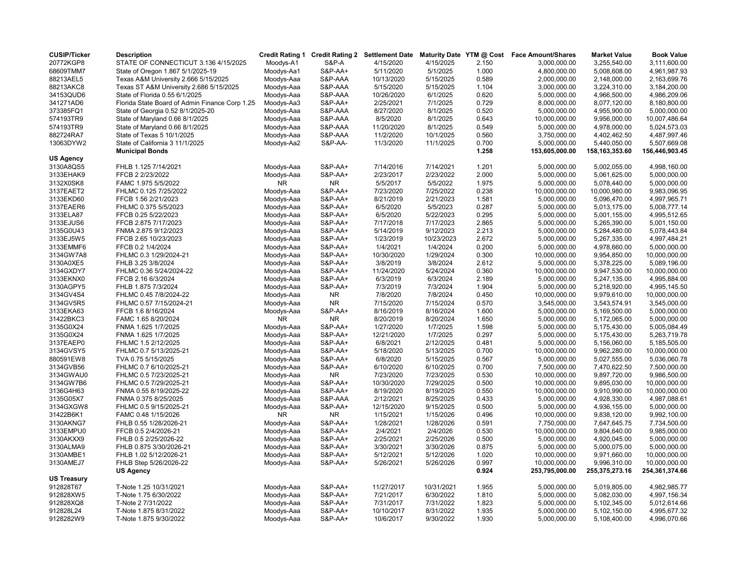| CUSIP/Ticker | Description | Credit Rating 1 | Credit Rating 2 | Settlement Date | Maturity Date | YTM @ Cost | Face Amount/Shares | Market Value | Book Value |
|---|---|---|---|---|---|---|---|---|---|
| 20772KGP8 | STATE OF CONNECTICUT 3.136 4/15/2025 | Moodys-A1 | S&P-A | 4/15/2020 | 4/15/2025 | 2.150 | 3,000,000.00 | 3,255,540.00 | 3,111,600.00 |
| 68609TMM7 | State of Oregon 1.867 5/1/2025-19 | Moodys-Aa1 | S&P-AA+ | 5/11/2020 | 5/1/2025 | 1.000 | 4,800,000.00 | 5,008,608.00 | 4,961,987.93 |
| 88213AEL5 | Texas A&M University 2.666 5/15/2025 | Moodys-Aaa | S&P-AAA | 10/13/2020 | 5/15/2025 | 0.589 | 2,000,000.00 | 2,148,000.00 | 2,163,699.76 |
| 88213AKC8 | Texas ST A&M University 2.686 5/15/2025 | Moodys-Aaa | S&P-AAA | 5/15/2020 | 5/15/2025 | 1.104 | 3,000,000.00 | 3,224,310.00 | 3,184,200.00 |
| 34153QUD6 | State of Florida 0.55 6/1/2025 | Moodys-Aaa | S&P-AAA | 10/26/2020 | 6/1/2025 | 0.620 | 5,000,000.00 | 4,966,500.00 | 4,986,209.06 |
| 341271AD6 | Florida State Board of Admin Finance Corp 1.25 | Moodys-Aa3 | S&P-AA+ | 2/25/2021 | 7/1/2025 | 0.729 | 8,000,000.00 | 8,077,120.00 | 8,180,800.00 |
| 373385FQ1 | State of Georgia 0.52 8/1/2025-20 | Moodys-Aaa | S&P-AAA | 8/27/2020 | 8/1/2025 | 0.520 | 5,000,000.00 | 4,955,900.00 | 5,000,000.00 |
| 574193TR9 | State of Maryland 0.66 8/1/2025 | Moodys-Aaa | S&P-AAA | 8/5/2020 | 8/1/2025 | 0.643 | 10,000,000.00 | 9,956,000.00 | 10,007,486.64 |
| 574193TR9 | State of Maryland 0.66 8/1/2025 | Moodys-Aaa | S&P-AAA | 11/20/2020 | 8/1/2025 | 0.549 | 5,000,000.00 | 4,978,000.00 | 5,024,573.03 |
| 882724RA7 | State of Texas 5 10/1/2025 | Moodys-Aaa | S&P-AAA | 11/2/2020 | 10/1/2025 | 0.560 | 3,750,000.00 | 4,402,462.50 | 4,487,997.46 |
| 13063DYW2 | State of California 3 11/1/2025 | Moodys-Aa2 | S&P-AA- | 11/3/2020 | 11/1/2025 | 0.700 | 5,000,000.00 | 5,440,050.00 | 5,507,669.08 |
| | **Municipal Bonds** | | | | | **1.258** | **153,605,000.00** | **158,163,353.60** | **156,446,903.45** |
| **US Agency** | | | | | | | | | |
| 3130A8QS5 | FHLB 1.125 7/14/2021 | Moodys-Aaa | S&P-AA+ | 7/14/2016 | 7/14/2021 | 1.201 | 5,000,000.00 | 5,002,055.00 | 4,998,160.00 |
| 3133EHAK9 | FFCB 2 2/23/2022 | Moodys-Aaa | S&P-AA+ | 2/23/2017 | 2/23/2022 | 2.000 | 5,000,000.00 | 5,061,625.00 | 5,000,000.00 |
| 3132X0SK8 | FAMC 1.975 5/5/2022 | NR | NR | 5/5/2017 | 5/5/2022 | 1.975 | 5,000,000.00 | 5,078,440.00 | 5,000,000.00 |
| 3137EAET2 | FHLMC 0.125 7/25/2022 | Moodys-Aaa | S&P-AA+ | 7/23/2020 | 7/25/2022 | 0.238 | 10,000,000.00 | 10,000,980.00 | 9,983,096.95 |
| 3133EKD60 | FFCB 1.56 2/21/2023 | Moodys-Aaa | S&P-AA+ | 8/21/2019 | 2/21/2023 | 1.581 | 5,000,000.00 | 5,096,470.00 | 4,997,965.71 |
| 3137EAER6 | FHLMC 0.375 5/5/2023 | Moodys-Aaa | S&P-AA+ | 6/5/2020 | 5/5/2023 | 0.287 | 5,000,000.00 | 5,013,175.00 | 5,008,777.14 |
| 3133ELA87 | FFCB 0.25 5/22/2023 | Moodys-Aaa | S&P-AA+ | 6/5/2020 | 5/22/2023 | 0.295 | 5,000,000.00 | 5,001,155.00 | 4,995,512.65 |
| 3133EJUS6 | FFCB 2.875 7/17/2023 | Moodys-Aaa | S&P-AA+ | 7/17/2018 | 7/17/2023 | 2.865 | 5,000,000.00 | 5,265,390.00 | 5,001,150.00 |
| 3135G0U43 | FNMA 2.875 9/12/2023 | Moodys-Aaa | S&P-AA+ | 5/14/2019 | 9/12/2023 | 2.213 | 5,000,000.00 | 5,284,480.00 | 5,078,443.84 |
| 3133EJ5W5 | FFCB 2.65 10/23/2023 | Moodys-Aaa | S&P-AA+ | 1/23/2019 | 10/23/2023 | 2.672 | 5,000,000.00 | 5,267,335.00 | 4,997,484.21 |
| 3133EMMF6 | FFCB 0.2 1/4/2024 | Moodys-Aaa | S&P-AA+ | 1/4/2021 | 1/4/2024 | 0.200 | 5,000,000.00 | 4,978,660.00 | 5,000,000.00 |
| 3134GW7A8 | FHLMC 0.3 1/29/2024-21 | Moodys-Aaa | S&P-AA+ | 10/30/2020 | 1/29/2024 | 0.300 | 10,000,000.00 | 9,954,850.00 | 10,000,000.00 |
| 3130A0XE5 | FHLB 3.25 3/8/2024 | Moodys-Aaa | S&P-AA+ | 3/8/2019 | 3/8/2024 | 2.612 | 5,000,000.00 | 5,378,225.00 | 5,089,196.00 |
| 3134GXDY7 | FHLMC 0.36 5/24/2024-22 | Moodys-Aaa | S&P-AA+ | 11/24/2020 | 5/24/2024 | 0.360 | 10,000,000.00 | 9,947,530.00 | 10,000,000.00 |
| 3133EKNX0 | FFCB 2.16 6/3/2024 | Moodys-Aaa | S&P-AA+ | 6/3/2019 | 6/3/2024 | 2.189 | 5,000,000.00 | 5,247,135.00 | 4,995,884.00 |
| 3130AGPY5 | FHLB 1.875 7/3/2024 | Moodys-Aaa | S&P-AA+ | 7/3/2019 | 7/3/2024 | 1.904 | 5,000,000.00 | 5,218,920.00 | 4,995,145.50 |
| 3134GV4S4 | FHLMC 0.45 7/8/2024-22 | Moodys-Aaa | NR | 7/8/2020 | 7/8/2024 | 0.450 | 10,000,000.00 | 9,979,610.00 | 10,000,000.00 |
| 3134GV5R5 | FHLMC 0.57 7/15/2024-21 | Moodys-Aaa | NR | 7/15/2020 | 7/15/2024 | 0.570 | 3,545,000.00 | 3,543,574.91 | 3,545,000.00 |
| 3133EKA63 | FFCB 1.6 8/16/2024 | Moodys-Aaa | S&P-AA+ | 8/16/2019 | 8/16/2024 | 1.600 | 5,000,000.00 | 5,169,500.00 | 5,000,000.00 |
| 31422BKC3 | FAMC 1.65 8/20/2024 | NR | NR | 8/20/2019 | 8/20/2024 | 1.650 | 5,000,000.00 | 5,172,065.00 | 5,000,000.00 |
| 3135G0X24 | FNMA 1.625 1/7/2025 | Moodys-Aaa | S&P-AA+ | 1/27/2020 | 1/7/2025 | 1.598 | 5,000,000.00 | 5,175,430.00 | 5,005,084.49 |
| 3135G0X24 | FNMA 1.625 1/7/2025 | Moodys-Aaa | S&P-AA+ | 12/21/2020 | 1/7/2025 | 0.297 | 5,000,000.00 | 5,175,430.00 | 5,263,719.78 |
| 3137EAEP0 | FHLMC 1.5 2/12/2025 | Moodys-Aaa | S&P-AA+ | 6/8/2021 | 2/12/2025 | 0.481 | 5,000,000.00 | 5,156,060.00 | 5,185,505.00 |
| 3134GVSY5 | FHLMC 0.7 5/13/2025-21 | Moodys-Aaa | S&P-AA+ | 5/18/2020 | 5/13/2025 | 0.700 | 10,000,000.00 | 9,962,280.00 | 10,000,000.00 |
| 880591EW8 | TVA 0.75 5/15/2025 | Moodys-Aaa | S&P-AA+ | 6/8/2020 | 5/15/2025 | 0.567 | 5,000,000.00 | 5,027,555.00 | 5,036,060.78 |
| 3134GVB56 | FHLMC 0.7 6/10/2025-21 | Moodys-Aaa | S&P-AA+ | 6/10/2020 | 6/10/2025 | 0.700 | 7,500,000.00 | 7,470,622.50 | 7,500,000.00 |
| 3134GWAU0 | FHLMC 0.5 7/23/2025-21 | Moodys-Aaa | NR | 7/23/2020 | 7/23/2025 | 0.530 | 10,000,000.00 | 9,897,720.00 | 9,986,500.00 |
| 3134GW7B6 | FHLMC 0.5 7/29/2025-21 | Moodys-Aaa | S&P-AA+ | 10/30/2020 | 7/29/2025 | 0.500 | 10,000,000.00 | 9,895,030.00 | 10,000,000.00 |
| 3136G4H63 | FNMA 0.55 8/19/2025-22 | Moodys-Aaa | S&P-AA+ | 8/19/2020 | 8/19/2025 | 0.550 | 10,000,000.00 | 9,910,990.00 | 10,000,000.00 |
| 3135G05X7 | FNMA 0.375 8/25/2025 | Moodys-Aaa | S&P-AAA | 2/12/2021 | 8/25/2025 | 0.433 | 5,000,000.00 | 4,928,330.00 | 4,987,088.61 |
| 3134GXGW8 | FHLMC 0.5 9/15/2025-21 | Moodys-Aaa | S&P-AA+ | 12/15/2020 | 9/15/2025 | 0.500 | 5,000,000.00 | 4,936,155.00 | 5,000,000.00 |
| 31422B6K1 | FAMC 0.48 1/15/2026 | NR | NR | 1/15/2021 | 1/15/2026 | 0.496 | 10,000,000.00 | 9,838,120.00 | 9,992,100.00 |
| 3130AKNG7 | FHLB 0.55 1/28/2026-21 | Moodys-Aaa | S&P-AA+ | 1/28/2021 | 1/28/2026 | 0.591 | 7,750,000.00 | 7,647,645.75 | 7,734,500.00 |
| 3133EMPU0 | FFCB 0.5 2/4/2026-21 | Moodys-Aaa | S&P-AA+ | 2/4/2021 | 2/4/2026 | 0.530 | 10,000,000.00 | 9,804,640.00 | 9,985,000.00 |
| 3130AKXX9 | FHLB 0.5 2/25/2026-22 | Moodys-Aaa | S&P-AA+ | 2/25/2021 | 2/25/2026 | 0.500 | 5,000,000.00 | 4,920,045.00 | 5,000,000.00 |
| 3130ALMA9 | FHLB 0.875 3/30/2026-21 | Moodys-Aaa | S&P-AA+ | 3/30/2021 | 3/30/2026 | 0.875 | 5,000,000.00 | 5,000,075.00 | 5,000,000.00 |
| 3130AMBE1 | FHLB 1.02 5/12/2026-21 | Moodys-Aaa | S&P-AA+ | 5/12/2021 | 5/12/2026 | 1.020 | 10,000,000.00 | 9,971,660.00 | 10,000,000.00 |
| 3130AMEJ7 | FHLB Step 5/26/2026-22 | Moodys-Aaa | S&P-AA+ | 5/26/2021 | 5/26/2026 | 0.997 | 10,000,000.00 | 9,996,310.00 | 10,000,000.00 |
| | **US Agency** | | | | | **0.924** | **253,795,000.00** | **255,375,273.16** | **254,361,374.66** |
| **US Treasury** | | | | | | | | | |
| 912828T67 | T-Note 1.25 10/31/2021 | Moodys-Aaa | S&P-AA+ | 11/27/2017 | 10/31/2021 | 1.955 | 5,000,000.00 | 5,019,805.00 | 4,982,985.77 |
| 912828XW5 | T-Note 1.75 6/30/2022 | Moodys-Aaa | S&P-AA+ | 7/21/2017 | 6/30/2022 | 1.810 | 5,000,000.00 | 5,082,030.00 | 4,997,156.34 |
| 912828XQ8 | T-Note 2 7/31/2022 | Moodys-Aaa | S&P-AA+ | 7/31/2017 | 7/31/2022 | 1.823 | 5,000,000.00 | 5,102,345.00 | 5,012,614.66 |
| 912828L24 | T-Note 1.875 8/31/2022 | Moodys-Aaa | S&P-AA+ | 10/10/2017 | 8/31/2022 | 1.935 | 5,000,000.00 | 5,102,150.00 | 4,995,677.32 |
| 9128282W9 | T-Note 1.875 9/30/2022 | Moodys-Aaa | S&P-AA+ | 10/6/2017 | 9/30/2022 | 1.930 | 5,000,000.00 | 5,108,400.00 | 4,996,070.66 |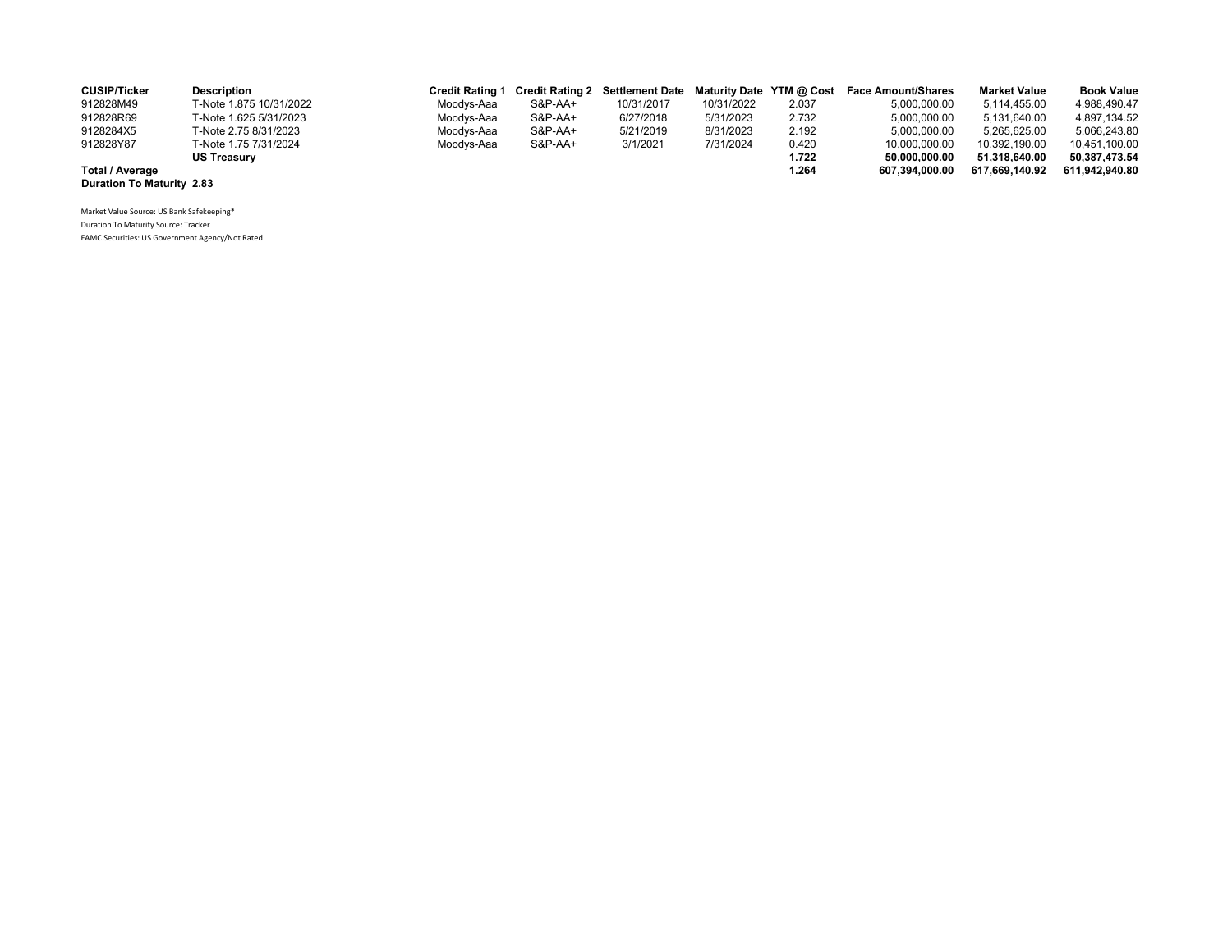| CUSIP/Ticker | Description | Credit Rating 1 | Credit Rating 2 | Settlement Date | Maturity Date | YTM @ Cost | Face Amount/Shares | Market Value | Book Value |
|---|---|---|---|---|---|---|---|---|---|
| 912828M49 | T-Note 1.875 10/31/2022 | Moodys-Aaa | S&P-AA+ | 10/31/2017 | 10/31/2022 | 2.037 | 5,000,000.00 | 5,114,455.00 | 4,988,490.47 |
| 912828R69 | T-Note 1.625 5/31/2023 | Moodys-Aaa | S&P-AA+ | 6/27/2018 | 5/31/2023 | 2.732 | 5,000,000.00 | 5,131,640.00 | 4,897,134.52 |
| 9128284X5 | T-Note 2.75 8/31/2023 | Moodys-Aaa | S&P-AA+ | 5/21/2019 | 8/31/2023 | 2.192 | 5,000,000.00 | 5,265,625.00 | 5,066,243.80 |
| 912828Y87 | T-Note 1.75 7/31/2024 | Moodys-Aaa | S&P-AA+ | 3/1/2021 | 7/31/2024 | 0.420 | 10,000,000.00 | 10,392,190.00 | 10,451,100.00 |
| | **US Treasury** | | | | | **1.722** | **50,000,000.00** | **51,318,640.00** | **50,387,473.54** |
| **Total / Average** | | | | | | **1.264** | **607,394,000.00** | **617,669,140.92** | **611,942,940.80** |
| **Duration To Maturity 2.83** | | | | | | | | | |

Market Value Source: US Bank Safekeeping*

Duration To Maturity Source: Tracker

FAMC Securities: US Government Agency/Not Rated